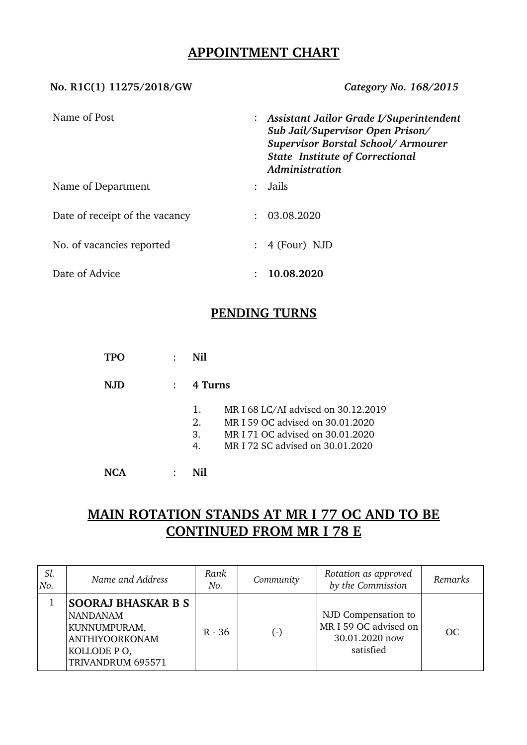# APPOINTMENT CHART

**No. R1C(1) 11275/2018/GW** *Category No. 168/2015*

| | | |
|---|---|---|
| Name of Post | : | ***Assistant Jailor Grade I/Superintendent Sub Jail/Supervisor Open Prison/ Supervisor Borstal School/ Armourer State Institute of Correctional Administration*** |
| Name of Department | : | Jails |
| Date of receipt of the vacancy | : | 03.08.2020 |
| No. of vacancies reported | : | 4 (Four) NJD |
| Date of Advice | : | **10.08.2020** |

## PENDING TURNS

**TPO** : **Nil**

**NJD** : **4 Turns**

1. MR I 68 LC/AI advised on 30.12.2019
2. MR I 59 OC advised on 30.01.2020
3. MR I 71 OC advised on 30.01.2020
4. MR I 72 SC advised on 30.01.2020

**NCA** : **Nil**

## MAIN ROTATION STANDS AT MR I 77 OC AND TO BE CONTINUED FROM MR I 78 E

| *Sl. No.* | *Name and Address* | *Rank No.* | *Community* | *Rotation as approved by the Commission* | *Remarks* |
|---|---|---|---|---|---|
| 1 | **SOORAJ BHASKAR B S** NANDANAM KUNNUMPURAM, ANTHIYOORKONAM KOLLODE P O, TRIVANDRUM 695571 | R - 36 | (-) | NJD Compensation to MR I 59 OC advised on 30.01.2020 now satisfied | OC |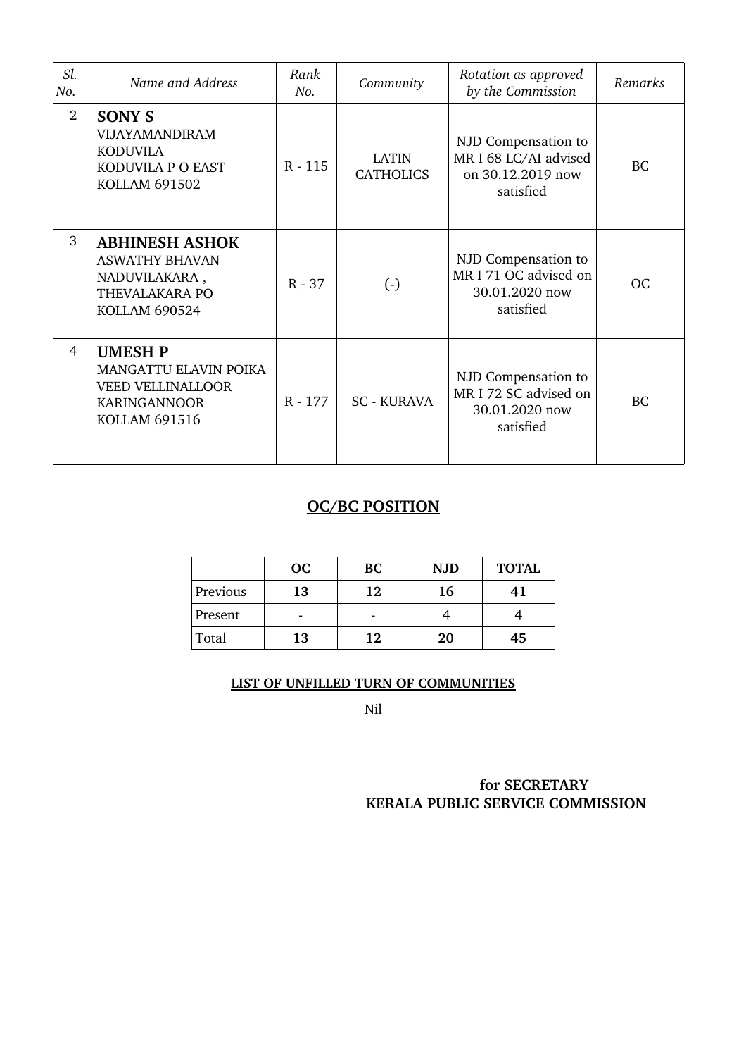| *Sl. No.* | *Name and Address* | *Rank No.* | *Community* | *Rotation as approved by the Commission* | *Remarks* |
|---|---|---|---|---|---|
| 2 | **SONY S**<br>VIJAYAMANDIRAM<br>KODUVILA<br>KODUVILA P O EAST<br>KOLLAM 691502 | R - 115 | LATIN CATHOLICS | NJD Compensation to MR I 68 LC/AI advised on 30.12.2019 now satisfied | BC |
| 3 | **ABHINESH ASHOK**<br>ASWATHY BHAVAN<br>NADUVILAKARA ,<br>THEVALAKARA PO<br>KOLLAM 690524 | R - 37 | (-) | NJD Compensation to MR I 71 OC advised on 30.01.2020 now satisfied | OC |
| 4 | **UMESH P**<br>MANGATTU ELAVIN POIKA<br>VEED VELLINALLOOR<br>KARINGANNOOR<br>KOLLAM 691516 | R - 177 | SC - KURAVA | NJD Compensation to MR I 72 SC advised on 30.01.2020 now satisfied | BC |

## OC/BC POSITION

| | OC | BC | NJD | TOTAL |
|---|---|---|---|---|
| Previous | **13** | **12** | **16** | **41** |
| Present | - | - | 4 | 4 |
| Total | **13** | **12** | **20** | **45** |

**LIST OF UNFILLED TURN OF COMMUNITIES**

Nil

**for SECRETARY**
**KERALA PUBLIC SERVICE COMMISSION**